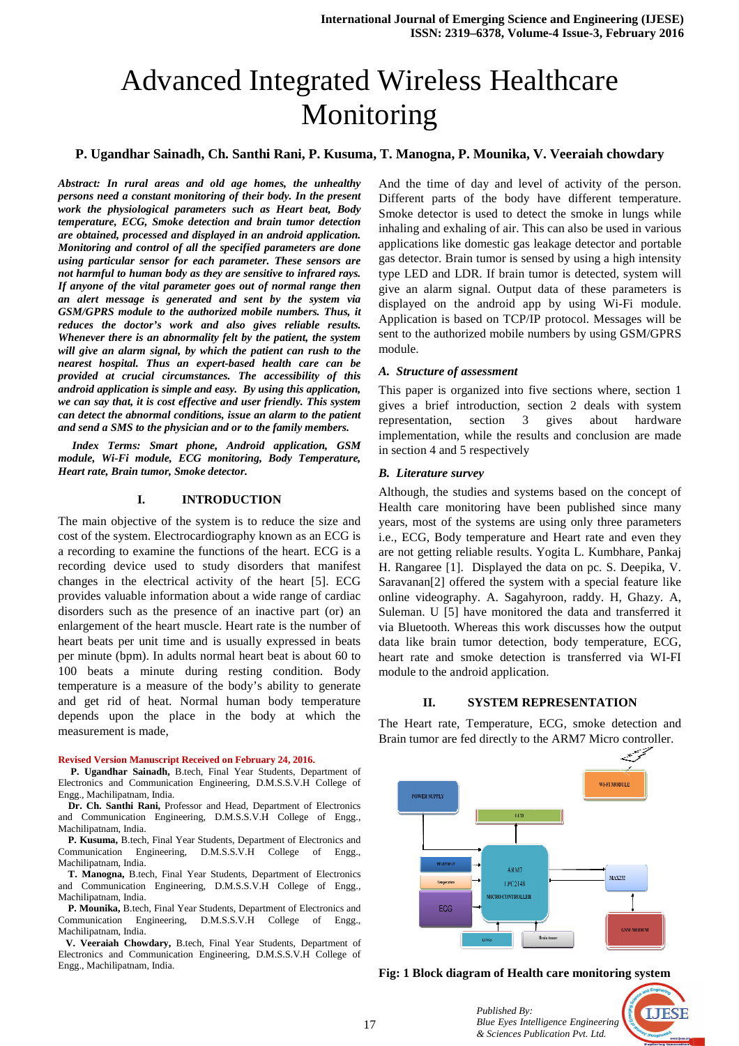# Advanced Integrated Wireless Healthcare Monitoring

**P. Ugandhar Sainadh, Ch. Santhi Rani, P. Kusuma, T. Manogna, P. Mounika, V. Veeraiah chowdary**

***Abstract:** In rural areas and old age homes, the unhealthy persons need a constant monitoring of their body. In the present work the physiological parameters such as Heart beat, Body temperature, ECG, Smoke detection and brain tumor detection are obtained, processed and displayed in an android application. Monitoring and control of all the specified parameters are done using particular sensor for each parameter. These sensors are not harmful to human body as they are sensitive to infrared rays. If anyone of the vital parameter goes out of normal range then an alert message is generated and sent by the system via GSM/GPRS module to the authorized mobile numbers. Thus, it reduces the doctor's work and also gives reliable results. Whenever there is an abnormality felt by the patient, the system will give an alarm signal, by which the patient can rush to the nearest hospital. Thus an expert-based health care can be provided at crucial circumstances. The accessibility of this android application is simple and easy. By using this application, we can say that, it is cost effective and user friendly. This system can detect the abnormal conditions, issue an alarm to the patient and send a SMS to the physician and or to the family members.*

***Index Terms:** Smart phone, Android application, GSM module, Wi-Fi module, ECG monitoring, Body Temperature, Heart rate, Brain tumor, Smoke detector.*

## I. INTRODUCTION

The main objective of the system is to reduce the size and cost of the system. Electrocardiography known as an ECG is a recording to examine the functions of the heart. ECG is a recording device used to study disorders that manifest changes in the electrical activity of the heart [5]. ECG provides valuable information about a wide range of cardiac disorders such as the presence of an inactive part (or) an enlargement of the heart muscle. Heart rate is the number of heart beats per unit time and is usually expressed in beats per minute (bpm). In adults normal heart beat is about 60 to 100 beats a minute during resting condition. Body temperature is a measure of the body's ability to generate and get rid of heat. Normal human body temperature depends upon the place in the body at which the measurement is made, And the time of day and level of activity of the person. Different parts of the body have different temperature. Smoke detector is used to detect the smoke in lungs while inhaling and exhaling of air. This can also be used in various applications like domestic gas leakage detector and portable gas detector. Brain tumor is sensed by using a high intensity type LED and LDR. If brain tumor is detected, system will give an alarm signal. Output data of these parameters is displayed on the android app by using Wi-Fi module. Application is based on TCP/IP protocol. Messages will be sent to the authorized mobile numbers by using GSM/GPRS module.

### A. Structure of assessment

This paper is organized into five sections where, section 1 gives a brief introduction, section 2 deals with system representation, section 3 gives about hardware implementation, while the results and conclusion are made in section 4 and 5 respectively

### B. Literature survey

Although, the studies and systems based on the concept of Health care monitoring have been published since many years, most of the systems are using only three parameters i.e., ECG, Body temperature and Heart rate and even they are not getting reliable results. Yogita L. Kumbhare, Pankaj H. Rangaree [1]. Displayed the data on pc. S. Deepika, V. Saravanan[2] offered the system with a special feature like online videography. A. Sagahyroon, raddy. H, Ghazy. A, Suleman. U [5] have monitored the data and transferred it via Bluetooth. Whereas this work discusses how the output data like brain tumor detection, body temperature, ECG, heart rate and smoke detection is transferred via WI-FI module to the android application.

## II. SYSTEM REPRESENTATION

The Heart rate, Temperature, ECG, smoke detection and Brain tumor are fed directly to the ARM7 Micro controller.

Fig: 1 Block diagram of Health care monitoring system

Revised Version Manuscript Received on February 24, 2016.

**P. Ugandhar Sainadh,** B.tech, Final Year Students, Department of Electronics and Communication Engineering, D.M.S.S.V.H College of Engg., Machilipatnam, India.

**Dr. Ch. Santhi Rani,** Professor and Head, Department of Electronics and Communication Engineering, D.M.S.S.V.H College of Engg., Machilipatnam, India.

**P. Kusuma,** B.tech, Final Year Students, Department of Electronics and Communication Engineering, D.M.S.S.V.H College of Engg., Machilipatnam, India.

**T. Manogna,** B.tech, Final Year Students, Department of Electronics and Communication Engineering, D.M.S.S.V.H College of Engg., Machilipatnam, India.

**P. Mounika,** B.tech, Final Year Students, Department of Electronics and Communication Engineering, D.M.S.S.V.H College of Engg., Machilipatnam, India.

**V. Veeraiah Chowdary,** B.tech, Final Year Students, Department of Electronics and Communication Engineering, D.M.S.S.V.H College of Engg., Machilipatnam, India.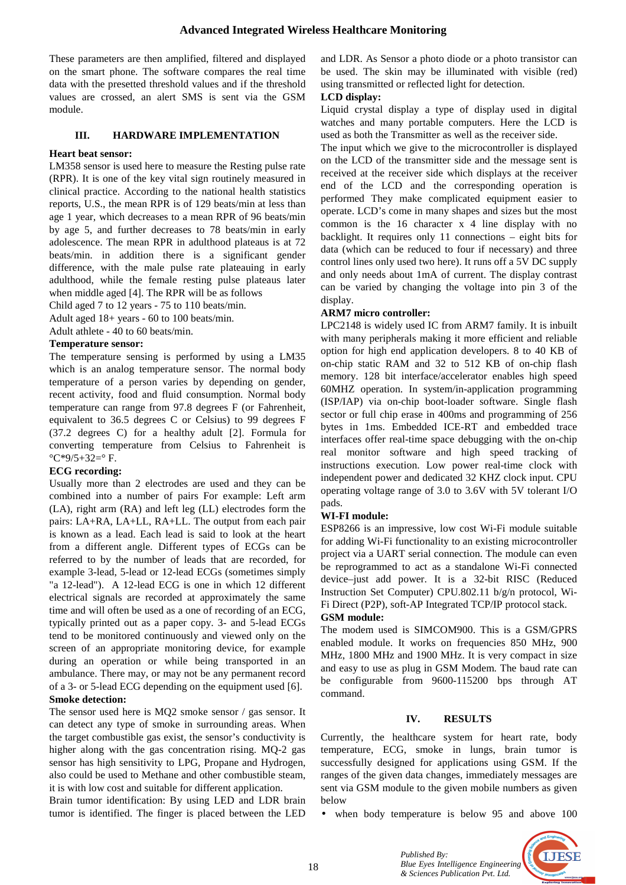These parameters are then amplified, filtered and displayed on the smart phone. The software compares the real time data with the presetted threshold values and if the threshold values are crossed, an alert SMS is sent via the GSM module.

## III. HARDWARE IMPLEMENTATION

**Heart beat sensor:**

LM358 sensor is used here to measure the Resting pulse rate (RPR). It is one of the key vital sign routinely measured in clinical practice. According to the national health statistics reports, U.S., the mean RPR is of 129 beats/min at less than age 1 year, which decreases to a mean RPR of 96 beats/min by age 5, and further decreases to 78 beats/min in early adolescence. The mean RPR in adulthood plateaus is at 72 beats/min. in addition there is a significant gender difference, with the male pulse rate plateauing in early adulthood, while the female resting pulse plateaus later when middle aged [4]. The RPR will be as follows

Child aged 7 to 12 years - 75 to 110 beats/min.

Adult aged 18+ years - 60 to 100 beats/min.

Adult athlete - 40 to 60 beats/min.

**Temperature sensor:**

The temperature sensing is performed by using a LM35 which is an analog temperature sensor. The normal body temperature of a person varies by depending on gender, recent activity, food and fluid consumption. Normal body temperature can range from 97.8 degrees F (or Fahrenheit, equivalent to 36.5 degrees C or Celsius) to 99 degrees F (37.2 degrees C) for a healthy adult [2]. Formula for converting temperature from Celsius to Fahrenheit is °C*9/5+32=° F.

**ECG recording:**

Usually more than 2 electrodes are used and they can be combined into a number of pairs For example: Left arm (LA), right arm (RA) and left leg (LL) electrodes form the pairs: LA+RA, LA+LL, RA+LL. The output from each pair is known as a lead. Each lead is said to look at the heart from a different angle. Different types of ECGs can be referred to by the number of leads that are recorded, for example 3-lead, 5-lead or 12-lead ECGs (sometimes simply "a 12-lead"). A 12-lead ECG is one in which 12 different electrical signals are recorded at approximately the same time and will often be used as a one of recording of an ECG, typically printed out as a paper copy. 3- and 5-lead ECGs tend to be monitored continuously and viewed only on the screen of an appropriate monitoring device, for example during an operation or while being transported in an ambulance. There may, or may not be any permanent record of a 3- or 5-lead ECG depending on the equipment used [6].

**Smoke detection:**

The sensor used here is MQ2 smoke sensor / gas sensor. It can detect any type of smoke in surrounding areas. When the target combustible gas exist, the sensor's conductivity is higher along with the gas concentration rising. MQ-2 gas sensor has high sensitivity to LPG, Propane and Hydrogen, also could be used to Methane and other combustible steam, it is with low cost and suitable for different application.

Brain tumor identification: By using LED and LDR brain tumor is identified. The finger is placed between the LED and LDR. As Sensor a photo diode or a photo transistor can be used. The skin may be illuminated with visible (red) using transmitted or reflected light for detection.

**LCD display:**

Liquid crystal display a type of display used in digital watches and many portable computers. Here the LCD is used as both the Transmitter as well as the receiver side.

The input which we give to the microcontroller is displayed on the LCD of the transmitter side and the message sent is received at the receiver side which displays at the receiver end of the LCD and the corresponding operation is performed They make complicated equipment easier to operate. LCD's come in many shapes and sizes but the most common is the 16 character x 4 line display with no backlight. It requires only 11 connections – eight bits for data (which can be reduced to four if necessary) and three control lines only used two here). It runs off a 5V DC supply and only needs about 1mA of current. The display contrast can be varied by changing the voltage into pin 3 of the display.

**ARM7 micro controller:**

LPC2148 is widely used IC from ARM7 family. It is inbuilt with many peripherals making it more efficient and reliable option for high end application developers. 8 to 40 KB of on-chip static RAM and 32 to 512 KB of on-chip flash memory. 128 bit interface/accelerator enables high speed 60MHZ operation. In system/in-application programming (ISP/IAP) via on-chip boot-loader software. Single flash sector or full chip erase in 400ms and programming of 256 bytes in 1ms. Embedded ICE-RT and embedded trace interfaces offer real-time space debugging with the on-chip real monitor software and high speed tracking of instructions execution. Low power real-time clock with independent power and dedicated 32 KHZ clock input. CPU operating voltage range of 3.0 to 3.6V with 5V tolerant I/O pads.

**WI-FI module:**

ESP8266 is an impressive, low cost Wi-Fi module suitable for adding Wi-Fi functionality to an existing microcontroller project via a UART serial connection. The module can even be reprogrammed to act as a standalone Wi-Fi connected device–just add power. It is a 32-bit RISC (Reduced Instruction Set Computer) CPU.802.11 b/g/n protocol, Wi-Fi Direct (P2P), soft-AP Integrated TCP/IP protocol stack.

**GSM module:**

The modem used is SIMCOM900. This is a GSM/GPRS enabled module. It works on frequencies 850 MHz, 900 MHz, 1800 MHz and 1900 MHz. It is very compact in size and easy to use as plug in GSM Modem. The baud rate can be configurable from 9600-115200 bps through AT command.

## IV. RESULTS

Currently, the healthcare system for heart rate, body temperature, ECG, smoke in lungs, brain tumor is successfully designed for applications using GSM. If the ranges of the given data changes, immediately messages are sent via GSM module to the given mobile numbers as given below

- when body temperature is below 95 and above 100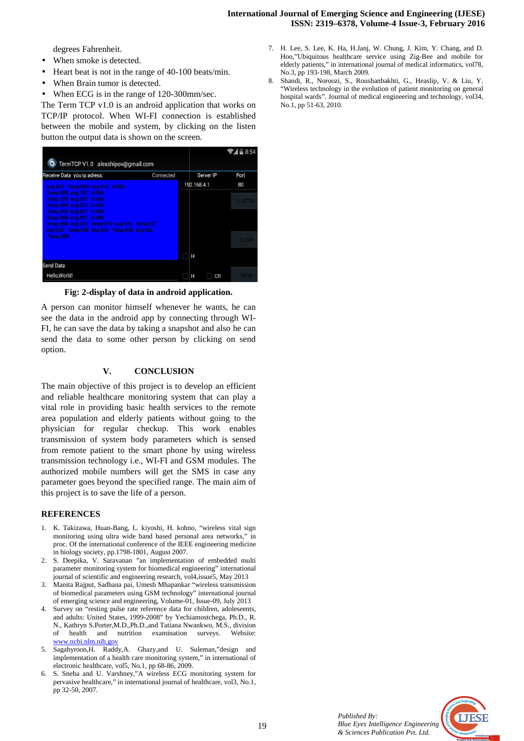degrees Fahrenheit.

- When smoke is detected.
- Heart beat is not in the range of 40-100 beats/min.
- When Brain tumor is detected.
- When ECG is in the range of 120-300mm/sec.

The Term TCP v1.0 is an android application that works on TCP/IP protocol. When WI-FI connection is established between the mobile and system, by clicking on the listen button the output data is shown on the screen.

**Fig: 2-display of data in android application.**

A person can monitor himself whenever he wants, he can see the data in the android app by connecting through WI-FI, he can save the data by taking a snapshot and also he can send the data to some other person by clicking on send option.

## V. CONCLUSION

The main objective of this project is to develop an efficient and reliable healthcare monitoring system that can play a vital role in providing basic health services to the remote area population and elderly patients without going to the physician for regular checkup. This work enables transmission of system body parameters which is sensed from remote patient to the smart phone by using wireless transmission technology i.e., WI-FI and GSM modules. The authorized mobile numbers will get the SMS in case any parameter goes beyond the specified range. The main aim of this project is to save the life of a person.

## REFERENCES

1. K. Takizawa, Huan-Bang, L. kiyoshi, H. kohno, "wireless vital sign monitoring using ultra wide band based personal area networks," in proc. Of the international conference of the IEEE engineering medicine in biology society, pp.1798-1801, August 2007.
2. S. Deepika, V. Saravanan "an implementation of embedded multi parameter monitoring system for biomedical engineering" international journal of scientific and engineering research, vol4,issue5, May 2013
3. Manita Rajput, Sadhana pai, Umesh Mhapankar "wireless transmission of biomedical parameters using GSM technology" international journal of emerging science and engineering, Volume-01, Issue-09, July 2013
4. Survey on "resting pulse rate reference data for children, adoleseents, and adults: United States, 1999-2008" by Yechiamostchega, Ph.D., R. N., Kathryn S.Porter,M.D.,Ph.D.,and Tatiana Nwankwo, M.S., division of health and nutrition examination surveys. Website: www.ncbi.nlm.nih.gov
5. Sagahyroon,H. Raddy,A. Ghazy,and U. Suleman,"design and implementation of a health care monitoring system," in international of electronic healthcare, vol5, No.1, pp 68-86, 2009.
6. S. Sneha and U. Varshney,"A wireless ECG monitoring system for pervasive healthcare," in international journal of healthcare, vol3, No.1, pp 32-50, 2007.
7. H. Lee, S. Lee, K. Ha, H.Janj, W. Chung, J. Kim, Y. Chang, and D. Hoo,"Ubiquitous healthcare service using Zig-Bee and mobile for elderly patients," in international journal of medical informatics, vol78, No.3, pp 193-198, March 2009.
8. Shandi, R., Noroozi, S., Roushanbakhti, G., Heaslip, V. & Liu, Y. "Wireless technology in the evolution of patient monitoring on general hospital wards". Journal of medical engineering and technology, vol34, No.1, pp 51-63, 2010.